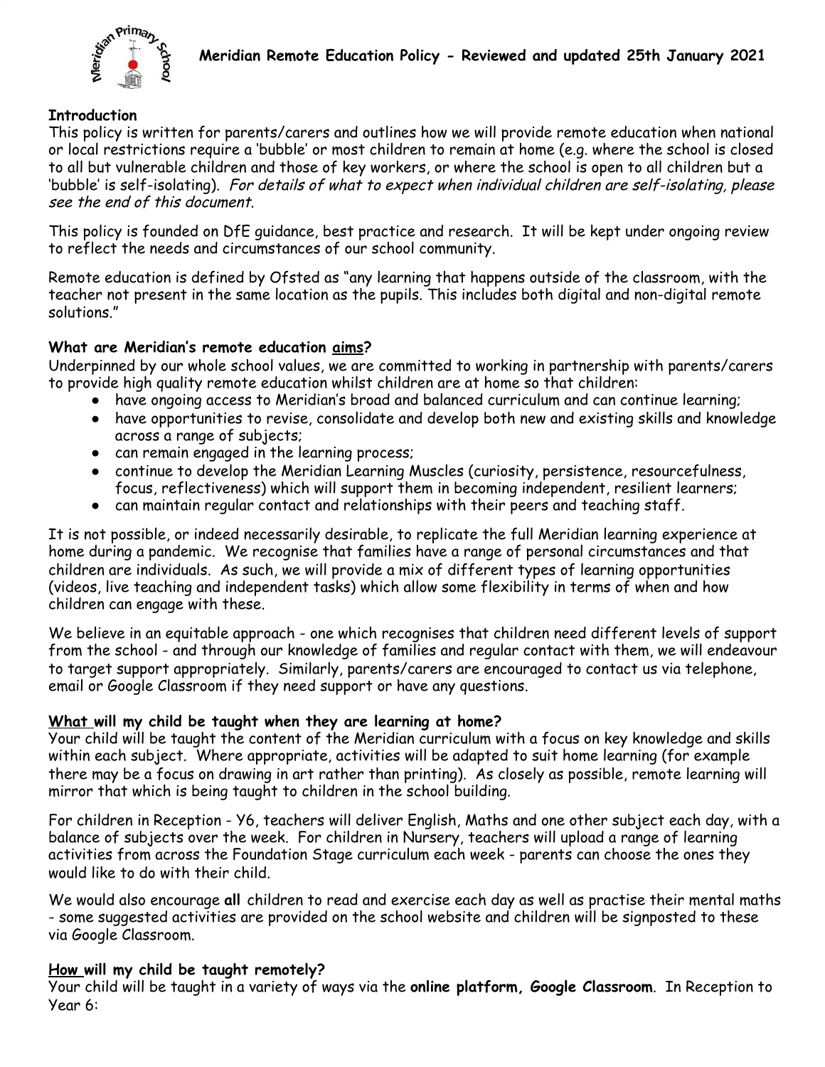# Meridian Remote Education Policy - Reviewed and updated 25th January 2021

**Introduction**

This policy is written for parents/carers and outlines how we will provide remote education when national or local restrictions require a 'bubble' or most children to remain at home (e.g. where the school is closed to all but vulnerable children and those of key workers, or where the school is open to all children but a 'bubble' is self-isolating). *For details of what to expect when individual children are self-isolating, please see the end of this document.*

This policy is founded on DfE guidance, best practice and research. It will be kept under ongoing review to reflect the needs and circumstances of our school community.

Remote education is defined by Ofsted as "any learning that happens outside of the classroom, with the teacher not present in the same location as the pupils. This includes both digital and non-digital remote solutions."

**What are Meridian's remote education aims?**

Underpinned by our whole school values, we are committed to working in partnership with parents/carers to provide high quality remote education whilst children are at home so that children:

- have ongoing access to Meridian's broad and balanced curriculum and can continue learning;
- have opportunities to revise, consolidate and develop both new and existing skills and knowledge across a range of subjects;
- can remain engaged in the learning process;
- continue to develop the Meridian Learning Muscles (curiosity, persistence, resourcefulness, focus, reflectiveness) which will support them in becoming independent, resilient learners;
- can maintain regular contact and relationships with their peers and teaching staff.

It is not possible, or indeed necessarily desirable, to replicate the full Meridian learning experience at home during a pandemic. We recognise that families have a range of personal circumstances and that children are individuals. As such, we will provide a mix of different types of learning opportunities (videos, live teaching and independent tasks) which allow some flexibility in terms of when and how children can engage with these.

We believe in an equitable approach - one which recognises that children need different levels of support from the school - and through our knowledge of families and regular contact with them, we will endeavour to target support appropriately. Similarly, parents/carers are encouraged to contact us via telephone, email or Google Classroom if they need support or have any questions.

**What will my child be taught when they are learning at home?**

Your child will be taught the content of the Meridian curriculum with a focus on key knowledge and skills within each subject. Where appropriate, activities will be adapted to suit home learning (for example there may be a focus on drawing in art rather than printing). As closely as possible, remote learning will mirror that which is being taught to children in the school building.

For children in Reception - Y6, teachers will deliver English, Maths and one other subject each day, with a balance of subjects over the week. For children in Nursery, teachers will upload a range of learning activities from across the Foundation Stage curriculum each week - parents can choose the ones they would like to do with their child.

We would also encourage **all** children to read and exercise each day as well as practise their mental maths - some suggested activities are provided on the school website and children will be signposted to these via Google Classroom.

**How will my child be taught remotely?**

Your child will be taught in a variety of ways via the **online platform, Google Classroom**. In Reception to Year 6: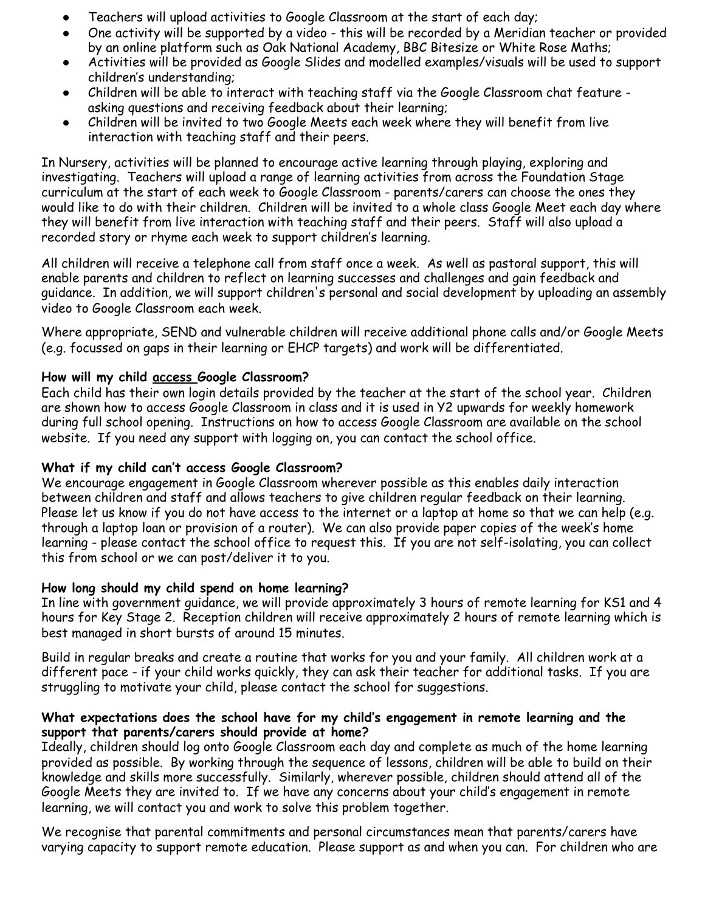- Teachers will upload activities to Google Classroom at the start of each day;
- One activity will be supported by a video - this will be recorded by a Meridian teacher or provided by an online platform such as Oak National Academy, BBC Bitesize or White Rose Maths;
- Activities will be provided as Google Slides and modelled examples/visuals will be used to support children's understanding;
- Children will be able to interact with teaching staff via the Google Classroom chat feature - asking questions and receiving feedback about their learning;
- Children will be invited to two Google Meets each week where they will benefit from live interaction with teaching staff and their peers.

In Nursery, activities will be planned to encourage active learning through playing, exploring and investigating. Teachers will upload a range of learning activities from across the Foundation Stage curriculum at the start of each week to Google Classroom - parents/carers can choose the ones they would like to do with their children. Children will be invited to a whole class Google Meet each day where they will benefit from live interaction with teaching staff and their peers. Staff will also upload a recorded story or rhyme each week to support children's learning.

All children will receive a telephone call from staff once a week. As well as pastoral support, this will enable parents and children to reflect on learning successes and challenges and gain feedback and guidance. In addition, we will support children's personal and social development by uploading an assembly video to Google Classroom each week.

Where appropriate, SEND and vulnerable children will receive additional phone calls and/or Google Meets (e.g. focussed on gaps in their learning or EHCP targets) and work will be differentiated.

**How will my child access Google Classroom?**

Each child has their own login details provided by the teacher at the start of the school year. Children are shown how to access Google Classroom in class and it is used in Y2 upwards for weekly homework during full school opening. Instructions on how to access Google Classroom are available on the school website. If you need any support with logging on, you can contact the school office.

**What if my child can't access Google Classroom?**

We encourage engagement in Google Classroom wherever possible as this enables daily interaction between children and staff and allows teachers to give children regular feedback on their learning. Please let us know if you do not have access to the internet or a laptop at home so that we can help (e.g. through a laptop loan or provision of a router). We can also provide paper copies of the week's home learning - please contact the school office to request this. If you are not self-isolating, you can collect this from school or we can post/deliver it to you.

**How long should my child spend on home learning?**

In line with government guidance, we will provide approximately 3 hours of remote learning for KS1 and 4 hours for Key Stage 2. Reception children will receive approximately 2 hours of remote learning which is best managed in short bursts of around 15 minutes.

Build in regular breaks and create a routine that works for you and your family. All children work at a different pace - if your child works quickly, they can ask their teacher for additional tasks. If you are struggling to motivate your child, please contact the school for suggestions.

**What expectations does the school have for my child's engagement in remote learning and the support that parents/carers should provide at home?**

Ideally, children should log onto Google Classroom each day and complete as much of the home learning provided as possible. By working through the sequence of lessons, children will be able to build on their knowledge and skills more successfully. Similarly, wherever possible, children should attend all of the Google Meets they are invited to. If we have any concerns about your child's engagement in remote learning, we will contact you and work to solve this problem together.

We recognise that parental commitments and personal circumstances mean that parents/carers have varying capacity to support remote education. Please support as and when you can. For children who are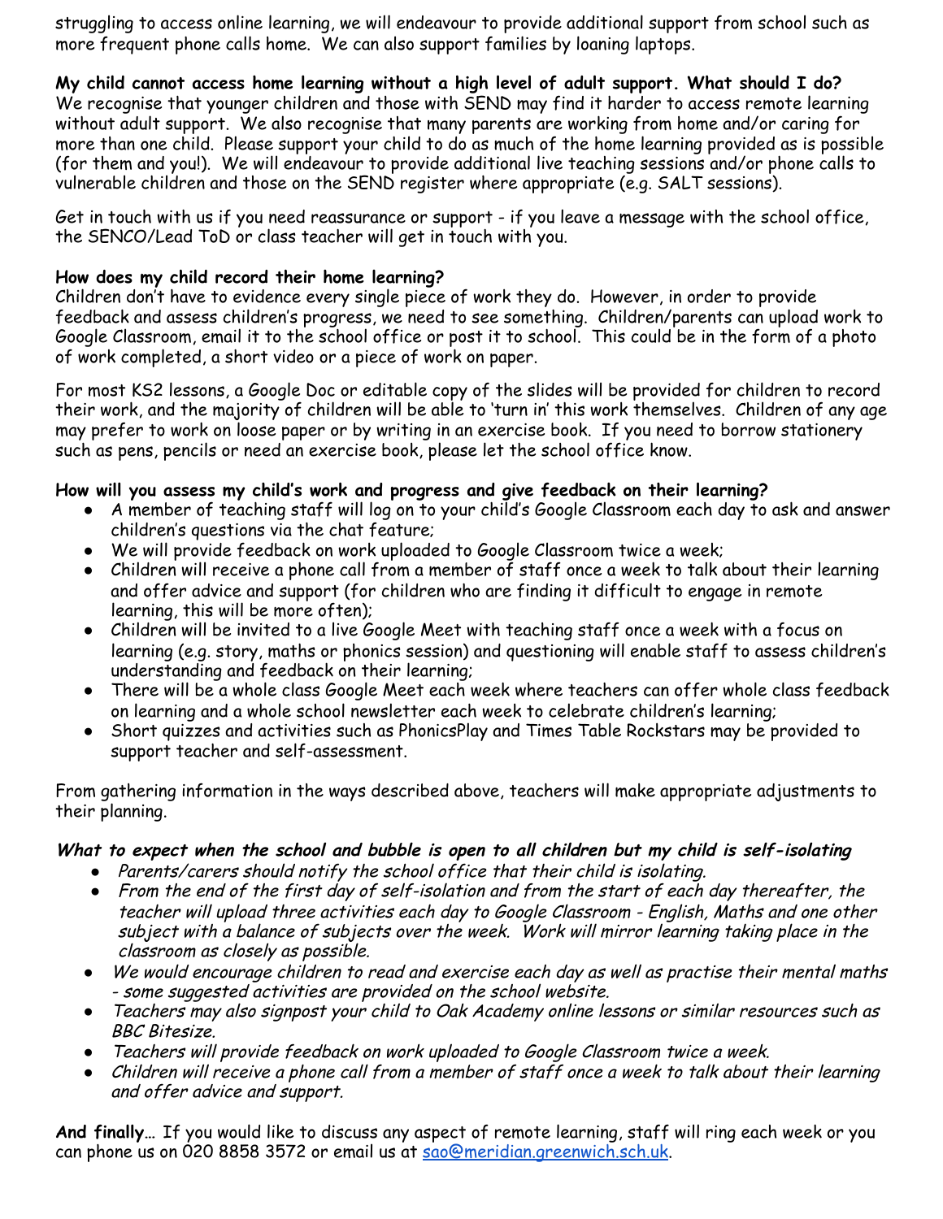struggling to access online learning, we will endeavour to provide additional support from school such as more frequent phone calls home. We can also support families by loaning laptops.

**My child cannot access home learning without a high level of adult support. What should I do?**
We recognise that younger children and those with SEND may find it harder to access remote learning without adult support. We also recognise that many parents are working from home and/or caring for more than one child. Please support your child to do as much of the home learning provided as is possible (for them and you!). We will endeavour to provide additional live teaching sessions and/or phone calls to vulnerable children and those on the SEND register where appropriate (e.g. SALT sessions).

Get in touch with us if you need reassurance or support - if you leave a message with the school office, the SENCO/Lead ToD or class teacher will get in touch with you.

**How does my child record their home learning?**
Children don't have to evidence every single piece of work they do. However, in order to provide feedback and assess children's progress, we need to see something. Children/parents can upload work to Google Classroom, email it to the school office or post it to school. This could be in the form of a photo of work completed, a short video or a piece of work on paper.

For most KS2 lessons, a Google Doc or editable copy of the slides will be provided for children to record their work, and the majority of children will be able to 'turn in' this work themselves. Children of any age may prefer to work on loose paper or by writing in an exercise book. If you need to borrow stationery such as pens, pencils or need an exercise book, please let the school office know.

**How will you assess my child's work and progress and give feedback on their learning?**

- A member of teaching staff will log on to your child's Google Classroom each day to ask and answer children's questions via the chat feature;
- We will provide feedback on work uploaded to Google Classroom twice a week;
- Children will receive a phone call from a member of staff once a week to talk about their learning and offer advice and support (for children who are finding it difficult to engage in remote learning, this will be more often);
- Children will be invited to a live Google Meet with teaching staff once a week with a focus on learning (e.g. story, maths or phonics session) and questioning will enable staff to assess children's understanding and feedback on their learning;
- There will be a whole class Google Meet each week where teachers can offer whole class feedback on learning and a whole school newsletter each week to celebrate children's learning;
- Short quizzes and activities such as PhonicsPlay and Times Table Rockstars may be provided to support teacher and self-assessment.

From gathering information in the ways described above, teachers will make appropriate adjustments to their planning.

***What to expect when the school and bubble is open to all children but my child is self-isolating***

- *Parents/carers should notify the school office that their child is isolating.*
- *From the end of the first day of self-isolation and from the start of each day thereafter, the teacher will upload three activities each day to Google Classroom - English, Maths and one other subject with a balance of subjects over the week. Work will mirror learning taking place in the classroom as closely as possible.*
- *We would encourage children to read and exercise each day as well as practise their mental maths - some suggested activities are provided on the school website.*
- *Teachers may also signpost your child to Oak Academy online lessons or similar resources such as BBC Bitesize.*
- *Teachers will provide feedback on work uploaded to Google Classroom twice a week.*
- *Children will receive a phone call from a member of staff once a week to talk about their learning and offer advice and support.*

**And finally…** If you would like to discuss any aspect of remote learning, staff will ring each week or you can phone us on 020 8858 3572 or email us at sao@meridian.greenwich.sch.uk.